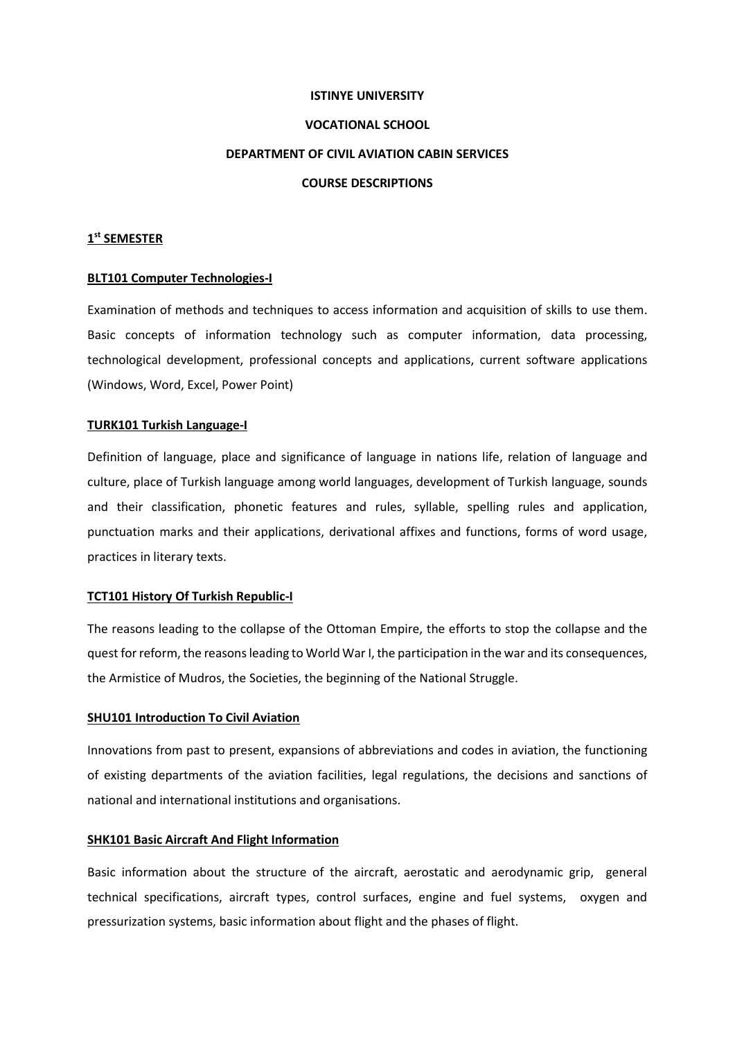# ISTINYE UNIVERSITY

## VOCATIONAL SCHOOL

## DEPARTMENT OF CIVIL AVIATION CABIN SERVICES

## COURSE DESCRIPTIONS

### 1st SEMESTER

#### BLT101 Computer Technologies-I

Examination of methods and techniques to access information and acquisition of skills to use them. Basic concepts of information technology such as computer information, data processing, technological development, professional concepts and applications, current software applications (Windows, Word, Excel, Power Point)

#### TURK101 Turkish Language-I

Definition of language, place and significance of language in nations life, relation of language and culture, place of Turkish language among world languages, development of Turkish language, sounds and their classification, phonetic features and rules, syllable, spelling rules and application, punctuation marks and their applications, derivational affixes and functions, forms of word usage, practices in literary texts.

#### TCT101 History Of Turkish Republic-I

The reasons leading to the collapse of the Ottoman Empire, the efforts to stop the collapse and the quest for reform, the reasons leading to World War I, the participation in the war and its consequences, the Armistice of Mudros, the Societies, the beginning of the National Struggle.

#### SHU101 Introduction To Civil Aviation

Innovations from past to present, expansions of abbreviations and codes in aviation, the functioning of existing departments of the aviation facilities, legal regulations, the decisions and sanctions of national and international institutions and organisations.

#### SHK101 Basic Aircraft And Flight Information

Basic information about the structure of the aircraft, aerostatic and aerodynamic grip, general technical specifications, aircraft types, control surfaces, engine and fuel systems, oxygen and pressurization systems, basic information about flight and the phases of flight.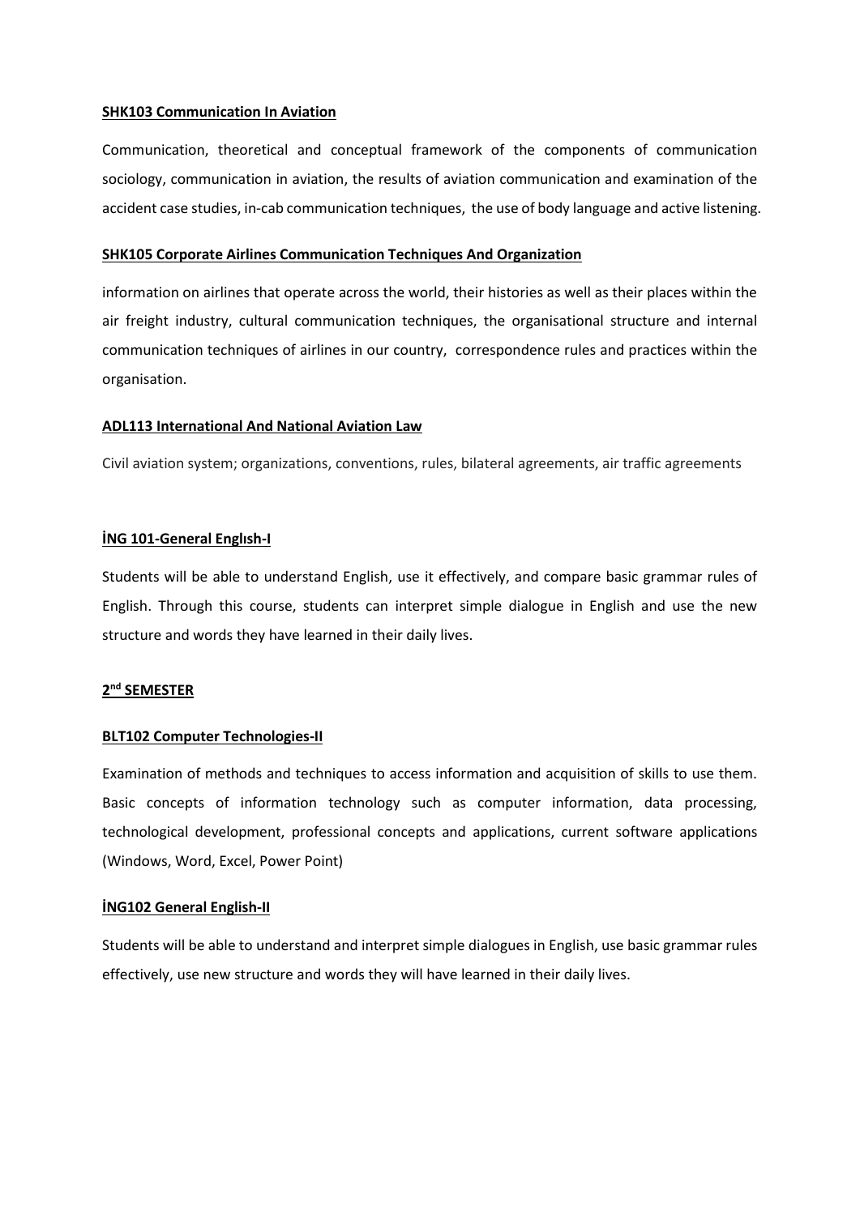**SHK103 Communication In Aviation**

Communication, theoretical and conceptual framework of the components of communication sociology, communication in aviation, the results of aviation communication and examination of the accident case studies, in-cab communication techniques, the use of body language and active listening.

**SHK105 Corporate Airlines Communication Techniques And Organization**

information on airlines that operate across the world, their histories as well as their places within the air freight industry, cultural communication techniques, the organisational structure and internal communication techniques of airlines in our country, correspondence rules and practices within the organisation.

**ADL113 International And National Aviation Law**

Civil aviation system; organizations, conventions, rules, bilateral agreements, air traffic agreements

**İNG 101-General Englısh-I**

Students will be able to understand English, use it effectively, and compare basic grammar rules of English. Through this course, students can interpret simple dialogue in English and use the new structure and words they have learned in their daily lives.

## 2nd SEMESTER

**BLT102 Computer Technologies-II**

Examination of methods and techniques to access information and acquisition of skills to use them. Basic concepts of information technology such as computer information, data processing, technological development, professional concepts and applications, current software applications (Windows, Word, Excel, Power Point)

**İNG102 General English-II**

Students will be able to understand and interpret simple dialogues in English, use basic grammar rules effectively, use new structure and words they will have learned in their daily lives.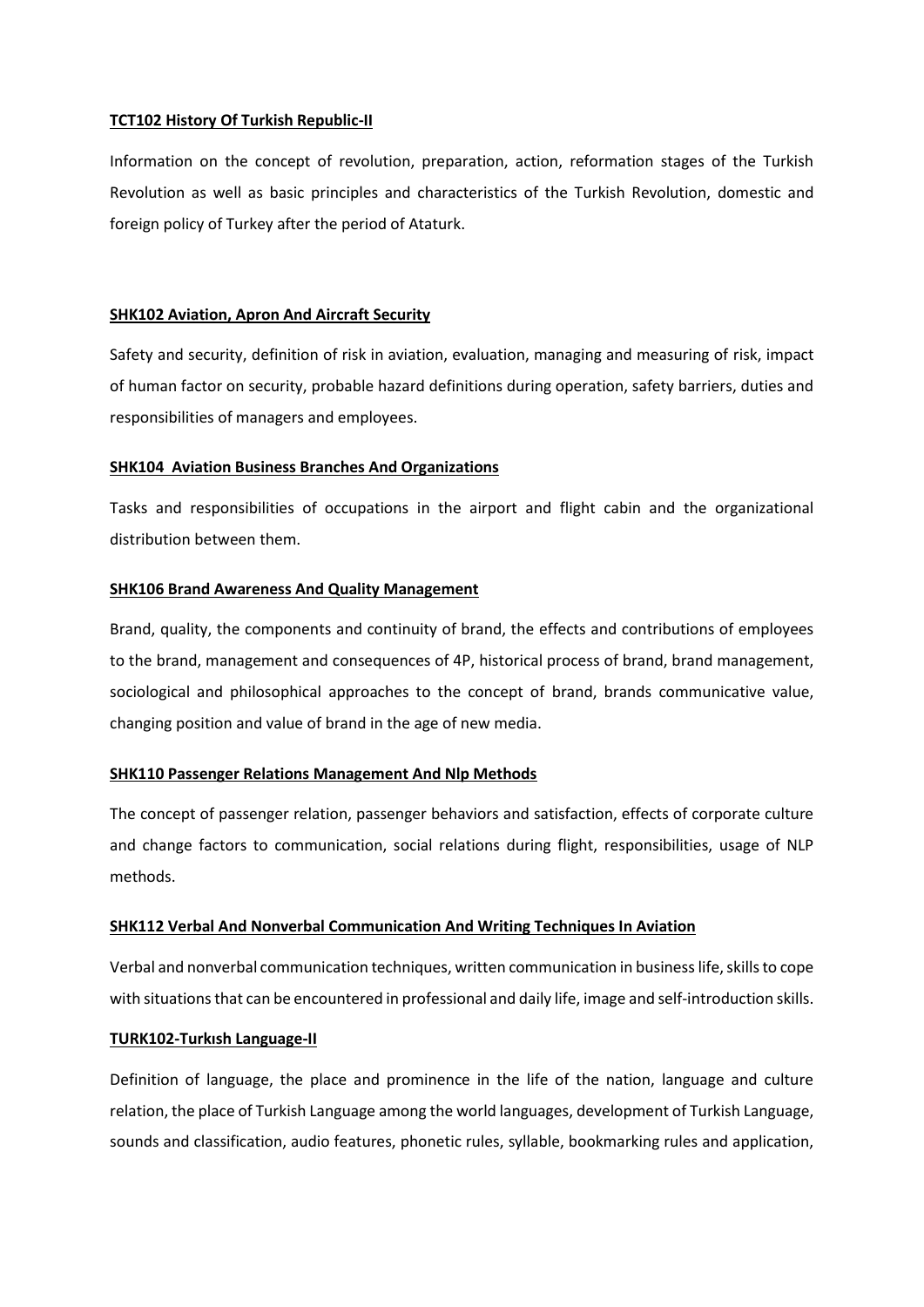**TCT102 History Of Turkish Republic-II**

Information on the concept of revolution, preparation, action, reformation stages of the Turkish Revolution as well as basic principles and characteristics of the Turkish Revolution, domestic and foreign policy of Turkey after the period of Ataturk.

**SHK102 Aviation, Apron And Aircraft Security**

Safety and security, definition of risk in aviation, evaluation, managing and measuring of risk, impact of human factor on security, probable hazard definitions during operation, safety barriers, duties and responsibilities of managers and employees.

**SHK104 Aviation Business Branches And Organizations**

Tasks and responsibilities of occupations in the airport and flight cabin and the organizational distribution between them.

**SHK106 Brand Awareness And Quality Management**

Brand, quality, the components and continuity of brand, the effects and contributions of employees to the brand, management and consequences of 4P, historical process of brand, brand management, sociological and philosophical approaches to the concept of brand, brands communicative value, changing position and value of brand in the age of new media.

**SHK110 Passenger Relations Management And Nlp Methods**

The concept of passenger relation, passenger behaviors and satisfaction, effects of corporate culture and change factors to communication, social relations during flight, responsibilities, usage of NLP methods.

**SHK112 Verbal And Nonverbal Communication And Writing Techniques In Aviation**

Verbal and nonverbal communication techniques, written communication in business life, skills to cope with situations that can be encountered in professional and daily life, image and self-introduction skills.

**TURK102-Turkısh Language-II**

Definition of language, the place and prominence in the life of the nation, language and culture relation, the place of Turkish Language among the world languages, development of Turkish Language, sounds and classification, audio features, phonetic rules, syllable, bookmarking rules and application,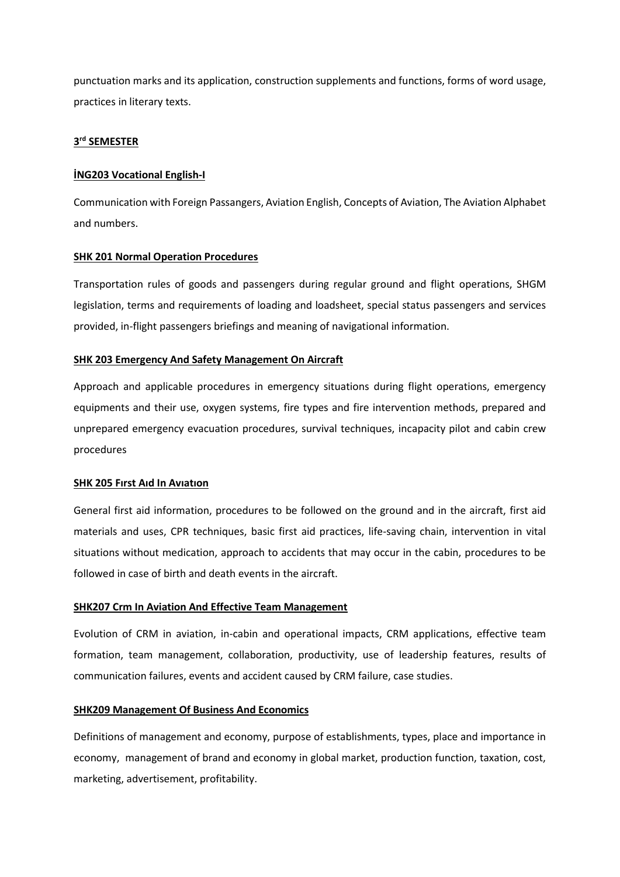punctuation marks and its application, construction supplements and functions, forms of word usage, practices in literary texts.

## 3rd SEMESTER

**İNG203 Vocational English-I**

Communication with Foreign Passangers, Aviation English, Concepts of Aviation, The Aviation Alphabet and numbers.

**SHK 201 Normal Operation Procedures**

Transportation rules of goods and passengers during regular ground and flight operations, SHGM legislation, terms and requirements of loading and loadsheet, special status passengers and services provided, in-flight passengers briefings and meaning of navigational information.

**SHK 203 Emergency And Safety Management On Aircraft**

Approach and applicable procedures in emergency situations during flight operations, emergency equipments and their use, oxygen systems, fire types and fire intervention methods, prepared and unprepared emergency evacuation procedures, survival techniques, incapacity pilot and cabin crew procedures

**SHK 205 Fırst Aıd In Avıatıon**

General first aid information, procedures to be followed on the ground and in the aircraft, first aid materials and uses, CPR techniques, basic first aid practices, life-saving chain, intervention in vital situations without medication, approach to accidents that may occur in the cabin, procedures to be followed in case of birth and death events in the aircraft.

**SHK207 Crm In Aviation And Effective Team Management**

Evolution of CRM in aviation, in-cabin and operational impacts, CRM applications, effective team formation, team management, collaboration, productivity, use of leadership features, results of communication failures, events and accident caused by CRM failure, case studies.

**SHK209 Management Of Business And Economics**

Definitions of management and economy, purpose of establishments, types, place and importance in economy, management of brand and economy in global market, production function, taxation, cost, marketing, advertisement, profitability.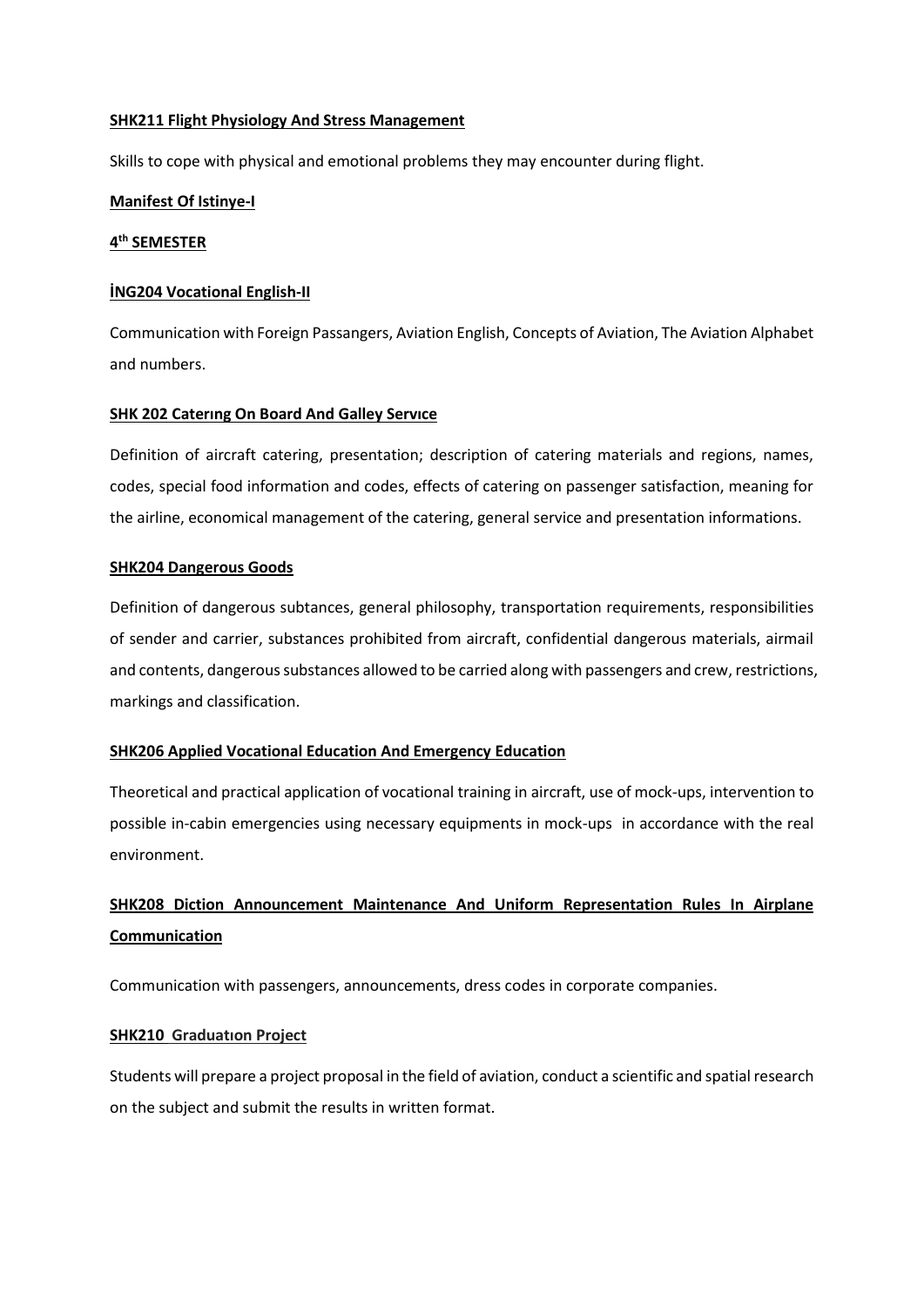**SHK211 Flight Physiology And Stress Management**

Skills to cope with physical and emotional problems they may encounter during flight.

**Manifest Of Istinye-I**

**4th SEMESTER**

**İNG204 Vocational English-II**

Communication with Foreign Passangers, Aviation English, Concepts of Aviation, The Aviation Alphabet and numbers.

**SHK 202 Caterıng On Board And Galley Servıce**

Definition of aircraft catering, presentation; description of catering materials and regions, names, codes, special food information and codes, effects of catering on passenger satisfaction, meaning for the airline, economical management of the catering, general service and presentation informations.

**SHK204 Dangerous Goods**

Definition of dangerous subtances, general philosophy, transportation requirements, responsibilities of sender and carrier, substances prohibited from aircraft, confidential dangerous materials, airmail and contents, dangerous substances allowed to be carried along with passengers and crew, restrictions, markings and classification.

**SHK206 Applied Vocational Education And Emergency Education**

Theoretical and practical application of vocational training in aircraft, use of mock-ups, intervention to possible in-cabin emergencies using necessary equipments in mock-ups in accordance with the real environment.

**SHK208 Diction Announcement Maintenance And Uniform Representation Rules In Airplane Communication**

Communication with passengers, announcements, dress codes in corporate companies.

**SHK210 Graduatıon Project**

Students will prepare a project proposal in the field of aviation, conduct a scientific and spatial research on the subject and submit the results in written format.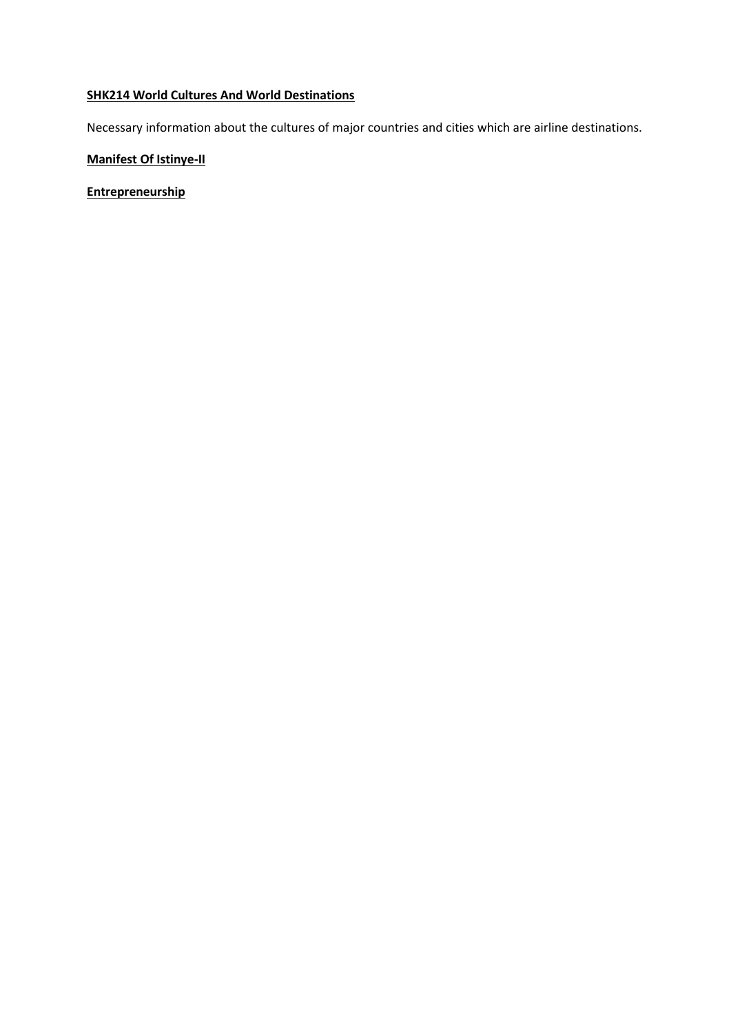**SHK214 World Cultures And World Destinations**

Necessary information about the cultures of major countries and cities which are airline destinations.

**Manifest Of Istinye-II**

**Entrepreneurship**